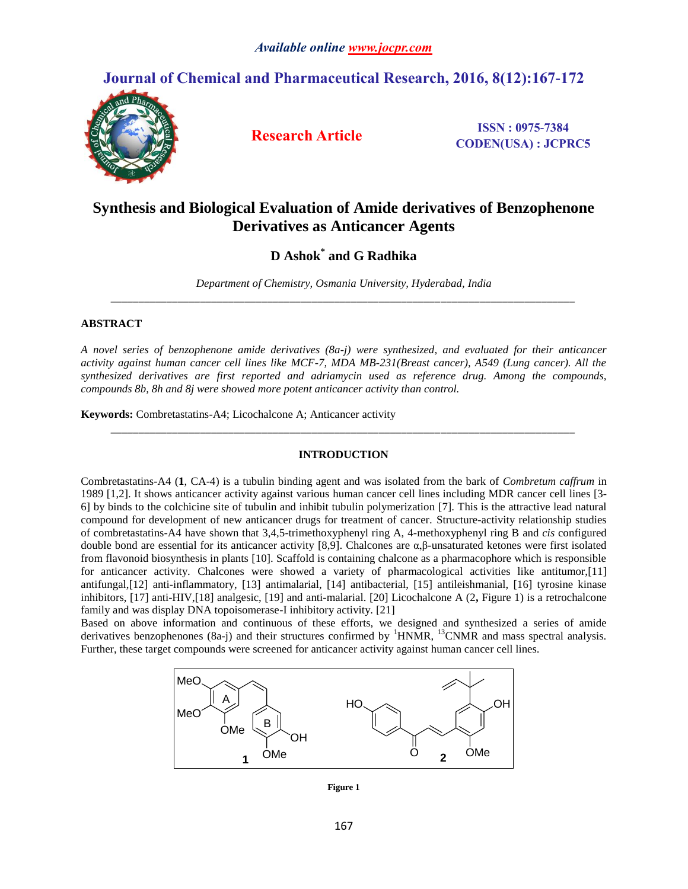# Synthesis and Biological Evaluation of Amide derivatives of Benzophenone Derivatives as Anticancer Agents

**D Ashok[*] and G Radhika**

*Department of Chemistry, Osmania University, Hyderabad, India*

---

## ABSTRACT

*A novel series of benzophenone amide derivatives (8a-j) were synthesized, and evaluated for their anticancer activity against human cancer cell lines like MCF-7, MDA MB-231(Breast cancer), A549 (Lung cancer). All the synthesized derivatives are first reported and adriamycin used as reference drug. Among the compounds, compounds 8b, 8h and 8j were showed more potent anticancer activity than control.*

**Keywords:** Combretastatins-A4; Licochalcone A; Anticancer activity

---

## INTRODUCTION

Combretastatins-A4 (**1**, CA-4) is a tubulin binding agent and was isolated from the bark of *Combretum caffrum* in 1989 [1,2]. It shows anticancer activity against various human cancer cell lines including MDR cancer cell lines [3-6] by binds to the colchicine site of tubulin and inhibit tubulin polymerization [7]. This is the attractive lead natural compound for development of new anticancer drugs for treatment of cancer. Structure-activity relationship studies of combretastatins-A4 have shown that 3,4,5-trimethoxyphenyl ring A, 4-methoxyphenyl ring B and *cis* configured double bond are essential for its anticancer activity [8,9]. Chalcones are α,β-unsaturated ketones were first isolated from flavonoid biosynthesis in plants [10]. Scaffold is containing chalcone as a pharmacophore which is responsible for anticancer activity. Chalcones were showed a variety of pharmacological activities like antitumor,[11] antifungal,[12] anti-inflammatory, [13] antimalarial, [14] antibacterial, [15] antileishmanial, [16] tyrosine kinase inhibitors, [17] anti-HIV,[18] analgesic, [19] and anti-malarial. [20] Licochalcone A (**2**, Figure 1) is a retrochalcone family and was display DNA topoisomerase-I inhibitory activity. [21]

Based on above information and continuous of these efforts, we designed and synthesized a series of amide derivatives benzophenones (8a-j) and their structures confirmed by $^{1}$HNMR, $^{13}$CNMR and mass spectral analysis. Further, these target compounds were screened for anticancer activity against human cancer cell lines.

**Figure 1**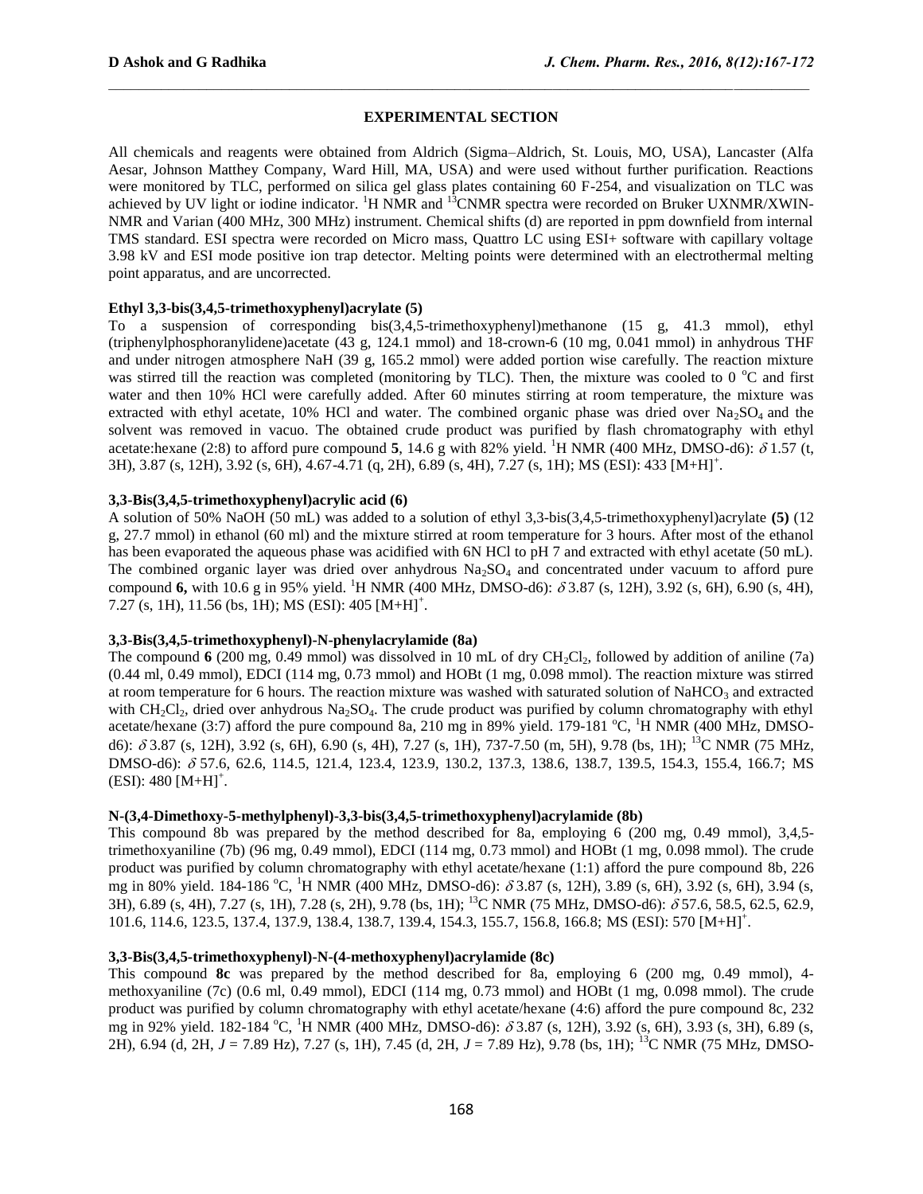## EXPERIMENTAL SECTION

All chemicals and reagents were obtained from Aldrich (Sigma–Aldrich, St. Louis, MO, USA), Lancaster (Alfa Aesar, Johnson Matthey Company, Ward Hill, MA, USA) and were used without further purification. Reactions were monitored by TLC, performed on silica gel glass plates containing 60 F-254, and visualization on TLC was achieved by UV light or iodine indicator. $^{1}$H NMR and $^{13}$CNMR spectra were recorded on Bruker UXNMR/XWIN-NMR and Varian (400 MHz, 300 MHz) instrument. Chemical shifts (d) are reported in ppm downfield from internal TMS standard. ESI spectra were recorded on Micro mass, Quattro LC using ESI+ software with capillary voltage 3.98 kV and ESI mode positive ion trap detector. Melting points were determined with an electrothermal melting point apparatus, and are uncorrected.

**Ethyl 3,3-bis(3,4,5-trimethoxyphenyl)acrylate (5)**

To a suspension of corresponding bis(3,4,5-trimethoxyphenyl)methanone (15 g, 41.3 mmol), ethyl (triphenylphosphoranylidene)acetate (43 g, 124.1 mmol) and 18-crown-6 (10 mg, 0.041 mmol) in anhydrous THF and under nitrogen atmosphere NaH (39 g, 165.2 mmol) were added portion wise carefully. The reaction mixture was stirred till the reaction was completed (monitoring by TLC). Then, the mixture was cooled to 0 °C and first water and then 10% HCl were carefully added. After 60 minutes stirring at room temperature, the mixture was extracted with ethyl acetate, 10% HCl and water. The combined organic phase was dried over $Na_2SO_4$ and the solvent was removed in vacuo. The obtained crude product was purified by flash chromatography with ethyl acetate:hexane (2:8) to afford pure compound **5**, 14.6 g with 82% yield. $^{1}$H NMR (400 MHz, DMSO-d6): $\delta$ 1.57 (t, 3H), 3.87 (s, 12H), 3.92 (s, 6H), 4.67-4.71 (q, 2H), 6.89 (s, 4H), 7.27 (s, 1H); MS (ESI): 433 $[M+H]^+$.

**3,3-Bis(3,4,5-trimethoxyphenyl)acrylic acid (6)**

A solution of 50% NaOH (50 mL) was added to a solution of ethyl 3,3-bis(3,4,5-trimethoxyphenyl)acrylate **(5)** (12 g, 27.7 mmol) in ethanol (60 ml) and the mixture stirred at room temperature for 3 hours. After most of the ethanol has been evaporated the aqueous phase was acidified with 6N HCl to pH 7 and extracted with ethyl acetate (50 mL). The combined organic layer was dried over anhydrous $Na_2SO_4$ and concentrated under vacuum to afford pure compound **6,** with 10.6 g in 95% yield. $^{1}$H NMR (400 MHz, DMSO-d6): $\delta$ 3.87 (s, 12H), 3.92 (s, 6H), 6.90 (s, 4H), 7.27 (s, 1H), 11.56 (bs, 1H); MS (ESI): 405 $[M+H]^+$.

**3,3-Bis(3,4,5-trimethoxyphenyl)-N-phenylacrylamide (8a)**

The compound **6** (200 mg, 0.49 mmol) was dissolved in 10 mL of dry $CH_2Cl_2$, followed by addition of aniline (7a) (0.44 ml, 0.49 mmol), EDCI (114 mg, 0.73 mmol) and HOBt (1 mg, 0.098 mmol). The reaction mixture was stirred at room temperature for 6 hours. The reaction mixture was washed with saturated solution of $NaHCO_3$ and extracted with $CH_2Cl_2$, dried over anhydrous $Na_2SO_4$. The crude product was purified by column chromatography with ethyl acetate/hexane (3:7) afford the pure compound 8a, 210 mg in 89% yield. 179-181 °C, $^{1}$H NMR (400 MHz, DMSO-d6): $\delta$ 3.87 (s, 12H), 3.92 (s, 6H), 6.90 (s, 4H), 7.27 (s, 1H), 737-7.50 (m, 5H), 9.78 (bs, 1H); $^{13}$C NMR (75 MHz, DMSO-d6): $\delta$ 57.6, 62.6, 114.5, 121.4, 123.4, 123.9, 130.2, 137.3, 138.6, 138.7, 139.5, 154.3, 155.4, 166.7; MS (ESI): 480 $[M+H]^+$.

**N-(3,4-Dimethoxy-5-methylphenyl)-3,3-bis(3,4,5-trimethoxyphenyl)acrylamide (8b)**

This compound 8b was prepared by the method described for 8a, employing 6 (200 mg, 0.49 mmol), 3,4,5-trimethoxyaniline (7b) (96 mg, 0.49 mmol), EDCI (114 mg, 0.73 mmol) and HOBt (1 mg, 0.098 mmol). The crude product was purified by column chromatography with ethyl acetate/hexane (1:1) afford the pure compound 8b, 226 mg in 80% yield. 184-186 °C, $^{1}$H NMR (400 MHz, DMSO-d6): $\delta$ 3.87 (s, 12H), 3.89 (s, 6H), 3.92 (s, 6H), 3.94 (s, 3H), 6.89 (s, 4H), 7.27 (s, 1H), 7.28 (s, 2H), 9.78 (bs, 1H); $^{13}$C NMR (75 MHz, DMSO-d6): $\delta$ 57.6, 58.5, 62.5, 62.9, 101.6, 114.6, 123.5, 137.4, 137.9, 138.4, 138.7, 139.4, 154.3, 155.7, 156.8, 166.8; MS (ESI): 570 $[M+H]^+$.

**3,3-Bis(3,4,5-trimethoxyphenyl)-N-(4-methoxyphenyl)acrylamide (8c)**

This compound **8c** was prepared by the method described for 8a, employing 6 (200 mg, 0.49 mmol), 4-methoxyaniline (7c) (0.6 ml, 0.49 mmol), EDCI (114 mg, 0.73 mmol) and HOBt (1 mg, 0.098 mmol). The crude product was purified by column chromatography with ethyl acetate/hexane (4:6) afford the pure compound 8c, 232 mg in 92% yield. 182-184 °C, $^{1}$H NMR (400 MHz, DMSO-d6): $\delta$ 3.87 (s, 12H), 3.92 (s, 6H), 3.93 (s, 3H), 6.89 (s, 2H), 6.94 (d, 2H, $J$ = 7.89 Hz), 7.27 (s, 1H), 7.45 (d, 2H, $J$ = 7.89 Hz), 9.78 (bs, 1H); $^{13}$C NMR (75 MHz, DMSO-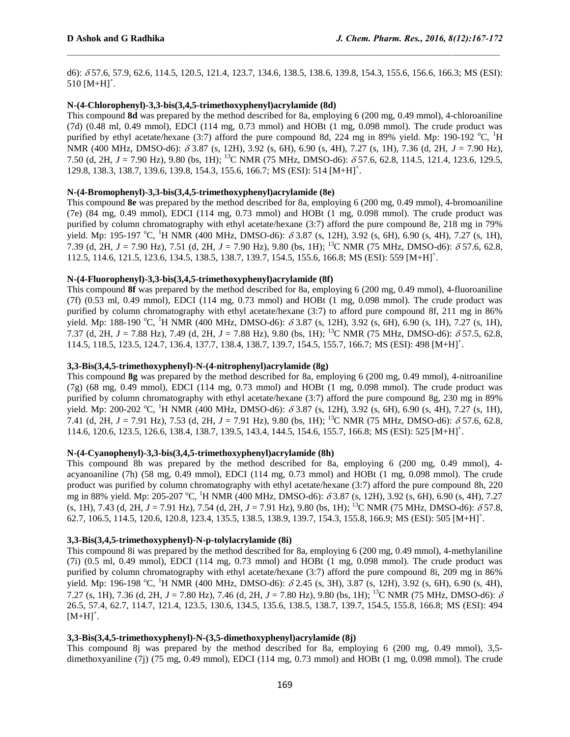d6): δ 57.6, 57.9, 62.6, 114.5, 120.5, 121.4, 123.7, 134.6, 138.5, 138.6, 139.8, 154.3, 155.6, 156.6, 166.3; MS (ESI): 510 $[M+H]^+$.

### N-(4-Chlorophenyl)-3,3-bis(3,4,5-trimethoxyphenyl)acrylamide (8d)

This compound **8d** was prepared by the method described for 8a, employing 6 (200 mg, 0.49 mmol), 4-chloroaniline (7d) (0.48 ml, 0.49 mmol), EDCI (114 mg, 0.73 mmol) and HOBt (1 mg, 0.098 mmol). The crude product was purified by ethyl acetate/hexane (3:7) afford the pure compound 8d, 224 mg in 89% yield. Mp: 190-192 °C, $^1$H NMR (400 MHz, DMSO-d6): δ 3.87 (s, 12H), 3.92 (s, 6H), 6.90 (s, 4H), 7.27 (s, 1H), 7.36 (d, 2H, $J$ = 7.90 Hz), 7.50 (d, 2H, $J$ = 7.90 Hz), 9.80 (bs, 1H); $^{13}$C NMR (75 MHz, DMSO-d6): δ 57.6, 62.8, 114.5, 121.4, 123.6, 129.5, 129.8, 138.3, 138.7, 139.6, 139.8, 154.3, 155.6, 166.7; MS (ESI): 514 $[M+H]^+$.

### N-(4-Bromophenyl)-3,3-bis(3,4,5-trimethoxyphenyl)acrylamide (8e)

This compound **8e** was prepared by the method described for 8a, employing 6 (200 mg, 0.49 mmol), 4-bromoaniline (7e) (84 mg, 0.49 mmol), EDCI (114 mg, 0.73 mmol) and HOBt (1 mg, 0.098 mmol). The crude product was purified by column chromatography with ethyl acetate/hexane (3:7) afford the pure compound 8e, 218 mg in 79% yield. Mp: 195-197 °C, $^1$H NMR (400 MHz, DMSO-d6): δ 3.87 (s, 12H), 3.92 (s, 6H), 6.90 (s, 4H), 7.27 (s, 1H), 7.39 (d, 2H, $J$ = 7.90 Hz), 7.51 (d, 2H, $J$ = 7.90 Hz), 9.80 (bs, 1H); $^{13}$C NMR (75 MHz, DMSO-d6): δ 57.6, 62.8, 112.5, 114.6, 121.5, 123.6, 134.5, 138.5, 138.7, 139.7, 154.5, 155.6, 166.8; MS (ESI): 559 $[M+H]^+$.

### N-(4-Fluorophenyl)-3,3-bis(3,4,5-trimethoxyphenyl)acrylamide (8f)

This compound **8f** was prepared by the method described for 8a, employing 6 (200 mg, 0.49 mmol), 4-fluoroaniline (7f) (0.53 ml, 0.49 mmol), EDCI (114 mg, 0.73 mmol) and HOBt (1 mg, 0.098 mmol). The crude product was purified by column chromatography with ethyl acetate/hexane (3:7) to afford pure compound 8f, 211 mg in 86% yield. Mp: 188-190 °C, $^1$H NMR (400 MHz, DMSO-d6): δ 3.87 (s, 12H), 3.92 (s, 6H), 6.90 (s, 1H), 7.27 (s, 1H), 7.37 (d, 2H, $J$ = 7.88 Hz), 7.49 (d, 2H, $J$ = 7.88 Hz), 9.80 (bs, 1H); $^{13}$C NMR (75 MHz, DMSO-d6): δ 57.5, 62.8, 114.5, 118.5, 123.5, 124.7, 136.4, 137.7, 138.4, 138.7, 139.7, 154.5, 155.7, 166.7; MS (ESI): 498 $[M+H]^+$.

### 3,3-Bis(3,4,5-trimethoxyphenyl)-N-(4-nitrophenyl)acrylamide (8g)

This compound **8g** was prepared by the method described for 8a, employing 6 (200 mg, 0.49 mmol), 4-nitroaniline (7g) (68 mg, 0.49 mmol), EDCI (114 mg, 0.73 mmol) and HOBt (1 mg, 0.098 mmol). The crude product was purified by column chromatography with ethyl acetate/hexane (3:7) afford the pure compound 8g, 230 mg in 89% yield. Mp: 200-202 °C, $^1$H NMR (400 MHz, DMSO-d6): δ 3.87 (s, 12H), 3.92 (s, 6H), 6.90 (s, 4H), 7.27 (s, 1H), 7.41 (d, 2H, $J$ = 7.91 Hz), 7.53 (d, 2H, $J$ = 7.91 Hz), 9.80 (bs, 1H); $^{13}$C NMR (75 MHz, DMSO-d6): δ 57.6, 62.8, 114.6, 120.6, 123.5, 126.6, 138.4, 138.7, 139.5, 143.4, 144.5, 154.6, 155.7, 166.8; MS (ESI): 525 $[M+H]^+$.

### N-(4-Cyanophenyl)-3,3-bis(3,4,5-trimethoxyphenyl)acrylamide (8h)

This compound 8h was prepared by the method described for 8a, employing 6 (200 mg, 0.49 mmol), 4-acyanoaniline (7h) (58 mg, 0.49 mmol), EDCI (114 mg, 0.73 mmol) and HOBt (1 mg, 0.098 mmol). The crude product was purified by column chromatography with ethyl acetate/hexane (3:7) afford the pure compound 8h, 220 mg in 88% yield. Mp: 205-207 °C, $^1$H NMR (400 MHz, DMSO-d6): δ 3.87 (s, 12H), 3.92 (s, 6H), 6.90 (s, 4H), 7.27 (s, 1H), 7.43 (d, 2H, $J$ = 7.91 Hz), 7.54 (d, 2H, $J$ = 7.91 Hz), 9.80 (bs, 1H); $^{13}$C NMR (75 MHz, DMSO-d6): δ 57.8, 62.7, 106.5, 114.5, 120.6, 120.8, 123.4, 135.5, 138.5, 138.9, 139.7, 154.3, 155.8, 166.9; MS (ESI): 505 $[M+H]^+$.

### 3,3-Bis(3,4,5-trimethoxyphenyl)-N-p-tolylacrylamide (8i)

This compound 8i was prepared by the method described for 8a, employing 6 (200 mg, 0.49 mmol), 4-methylaniline (7i) (0.5 ml, 0.49 mmol), EDCI (114 mg, 0.73 mmol) and HOBt (1 mg, 0.098 mmol). The crude product was purified by column chromatography with ethyl acetate/hexane (3:7) afford the pure compound 8i, 209 mg in 86% yield. Mp: 196-198 °C, $^1$H NMR (400 MHz, DMSO-d6): δ 2.45 (s, 3H), 3.87 (s, 12H), 3.92 (s, 6H), 6.90 (s, 4H), 7.27 (s, 1H), 7.36 (d, 2H, $J$ = 7.80 Hz), 7.46 (d, 2H, $J$ = 7.80 Hz), 9.80 (bs, 1H); $^{13}$C NMR (75 MHz, DMSO-d6): δ 26.5, 57.4, 62.7, 114.7, 121.4, 123.5, 130.6, 134.5, 135.6, 138.5, 138.7, 139.7, 154.5, 155.8, 166.8; MS (ESI): 494 $[M+H]^+$.

### 3,3-Bis(3,4,5-trimethoxyphenyl)-N-(3,5-dimethoxyphenyl)acrylamide (8j)

This compound 8j was prepared by the method described for 8a, employing 6 (200 mg, 0.49 mmol), 3,5-dimethoxyaniline (7j) (75 mg, 0.49 mmol), EDCI (114 mg, 0.73 mmol) and HOBt (1 mg, 0.098 mmol). The crude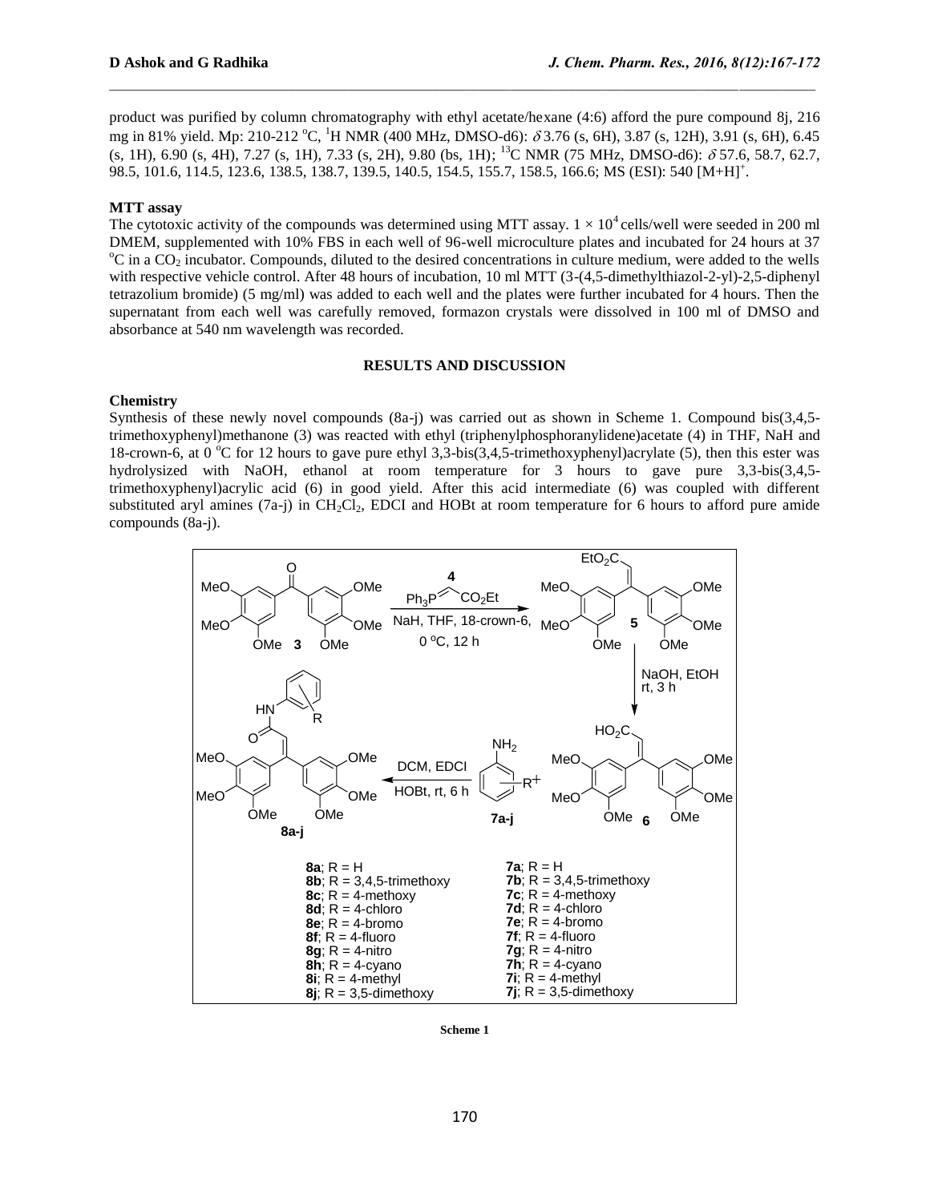product was purified by column chromatography with ethyl acetate/hexane (4:6) afford the pure compound 8j, 216 mg in 81% yield. Mp: 210-212 °C, $^1$H NMR (400 MHz, DMSO-d6): $\delta$ 3.76 (s, 6H), 3.87 (s, 12H), 3.91 (s, 6H), 6.45 (s, 1H), 6.90 (s, 4H), 7.27 (s, 1H), 7.33 (s, 2H), 9.80 (bs, 1H); $^{13}$C NMR (75 MHz, DMSO-d6): $\delta$ 57.6, 58.7, 62.7, 98.5, 101.6, 114.5, 123.6, 138.5, 138.7, 139.5, 140.5, 154.5, 155.7, 158.5, 166.6; MS (ESI): 540 $[M+H]^+$.

**MTT assay**

The cytotoxic activity of the compounds was determined using MTT assay. $1 \times 10^4$ cells/well were seeded in 200 ml DMEM, supplemented with 10% FBS in each well of 96-well microculture plates and incubated for 24 hours at 37 °C in a $CO_2$ incubator. Compounds, diluted to the desired concentrations in culture medium, were added to the wells with respective vehicle control. After 48 hours of incubation, 10 ml MTT (3-(4,5-dimethylthiazol-2-yl)-2,5-diphenyl tetrazolium bromide) (5 mg/ml) was added to each well and the plates were further incubated for 4 hours. Then the supernatant from each well was carefully removed, formazon crystals were dissolved in 100 ml of DMSO and absorbance at 540 nm wavelength was recorded.

## RESULTS AND DISCUSSION

**Chemistry**

Synthesis of these newly novel compounds (8a-j) was carried out as shown in Scheme 1. Compound bis(3,4,5-trimethoxyphenyl)methanone (3) was reacted with ethyl (triphenylphosphoranylidene)acetate (4) in THF, NaH and 18-crown-6, at 0 °C for 12 hours to gave pure ethyl 3,3-bis(3,4,5-trimethoxyphenyl)acrylate (5), then this ester was hydrolysized with NaOH, ethanol at room temperature for 3 hours to gave pure 3,3-bis(3,4,5-trimethoxyphenyl)acrylic acid (6) in good yield. After this acid intermediate (6) was coupled with different substituted aryl amines (7a-j) in $CH_2Cl_2$, EDCI and HOBt at room temperature for 6 hours to afford pure amide compounds (8a-j).

Reagents and conditions: 3 → 5: $Ph_3P{=}CHCO_2Et$ (4), NaH, THF, 18-crown-6, 0 °C, 12 h; 5 → 6: NaOH, EtOH, rt, 3 h; 6 + 7a-j → 8a-j: DCM, EDCI, HOBt, rt, 6 h

**8a**; R = H
**8b**; R = 3,4,5-trimethoxy
**8c**; R = 4-methoxy
**8d**; R = 4-chloro
**8e**; R = 4-bromo
**8f**; R = 4-fluoro
**8g**; R = 4-nitro
**8h**; R = 4-cyano
**8i**; R = 4-methyl
**8j**; R = 3,5-dimethoxy

**7a**; R = H
**7b**; R = 3,4,5-trimethoxy
**7c**; R = 4-methoxy
**7d**; R = 4-chloro
**7e**; R = 4-bromo
**7f**; R = 4-fluoro
**7g**; R = 4-nitro
**7h**; R = 4-cyano
**7i**; R = 4-methyl
**7j**; R = 3,5-dimethoxy

**Scheme 1**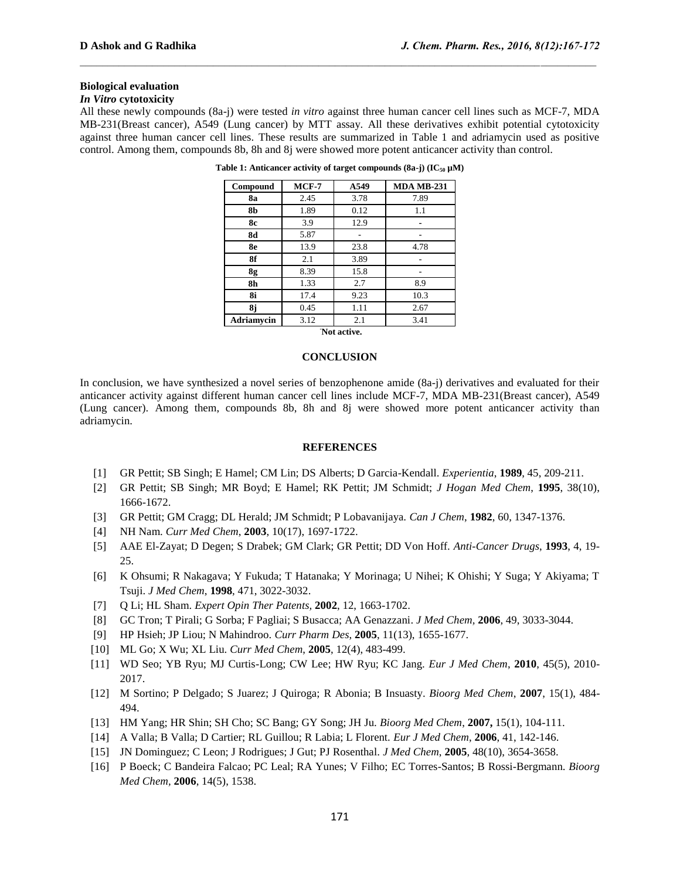## Biological evaluation

### *In Vitro* cytotoxicity

All these newly compounds (8a-j) were tested *in vitro* against three human cancer cell lines such as MCF-7, MDA MB-231(Breast cancer), A549 (Lung cancer) by MTT assay. All these derivatives exhibit potential cytotoxicity against three human cancer cell lines. These results are summarized in Table 1 and adriamycin used as positive control. Among them, compounds 8b, 8h and 8j were showed more potent anticancer activity than control.

**Table 1: Anticancer activity of target compounds (8a-j) ($IC_{50}$ μM)**

| Compound | MCF-7 | A549 | MDA MB-231 |
|---|---|---|---|
| **8a** | 2.45 | 3.78 | 7.89 |
| **8b** | 1.89 | 0.12 | 1.1 |
| **8c** | 3.9 | 12.9 | - |
| **8d** | 5.87 | - | - |
| **8e** | 13.9 | 23.8 | 4.78 |
| **8f** | 2.1 | 3.89 | - |
| **8g** | 8.39 | 15.8 | - |
| **8h** | 1.33 | 2.7 | 8.9 |
| **8i** | 17.4 | 9.23 | 10.3 |
| **8j** | 0.45 | 1.11 | 2.67 |
| **Adriamycin** | 3.12 | 2.1 | 3.41 |

**-Not active.**

## CONCLUSION

In conclusion, we have synthesized a novel series of benzophenone amide (8a-j) derivatives and evaluated for their anticancer activity against different human cancer cell lines include MCF-7, MDA MB-231(Breast cancer), A549 (Lung cancer). Among them, compounds 8b, 8h and 8j were showed more potent anticancer activity than adriamycin.

## REFERENCES

[1] GR Pettit; SB Singh; E Hamel; CM Lin; DS Alberts; D Garcia-Kendall. *Experientia*, **1989**, 45, 209-211.

[2] GR Pettit; SB Singh; MR Boyd; E Hamel; RK Pettit; JM Schmidt; *J Hogan Med Chem*, **1995**, 38(10), 1666-1672.

[3] GR Pettit; GM Cragg; DL Herald; JM Schmidt; P Lobavanijaya. *Can J Chem*, **1982**, 60, 1347-1376.

[4] NH Nam. *Curr Med Chem*, **2003**, 10(17), 1697-1722.

[5] AAE El-Zayat; D Degen; S Drabek; GM Clark; GR Pettit; DD Von Hoff. *Anti-Cancer Drugs*, **1993**, 4, 19-25.

[6] K Ohsumi; R Nakagava; Y Fukuda; T Hatanaka; Y Morinaga; U Nihei; K Ohishi; Y Suga; Y Akiyama; T Tsuji. *J Med Chem*, **1998**, 471, 3022-3032.

[7] Q Li; HL Sham. *Expert Opin Ther Patents*, **2002**, 12, 1663-1702.

[8] GC Tron; T Pirali; G Sorba; F Pagliai; S Busacca; AA Genazzani. *J Med Chem*, **2006**, 49, 3033-3044.

[9] HP Hsieh; JP Liou; N Mahindroo. *Curr Pharm Des*, **2005**, 11(13), 1655-1677.

[10] ML Go; X Wu; XL Liu. *Curr Med Chem*, **2005**, 12(4), 483-499.

[11] WD Seo; YB Ryu; MJ Curtis-Long; CW Lee; HW Ryu; KC Jang. *Eur J Med Chem*, **2010**, 45(5), 2010-2017.

[12] M Sortino; P Delgado; S Juarez; J Quiroga; R Abonia; B Insuasty. *Bioorg Med Chem*, **2007**, 15(1), 484-494.

[13] HM Yang; HR Shin; SH Cho; SC Bang; GY Song; JH Ju. *Bioorg Med Chem*, **2007,** 15(1), 104-111.

[14] A Valla; B Valla; D Cartier; RL Guillou; R Labia; L Florent. *Eur J Med Chem*, **2006**, 41, 142-146.

[15] JN Dominguez; C Leon; J Rodrigues; J Gut; PJ Rosenthal. *J Med Chem*, **2005**, 48(10), 3654-3658.

[16] P Boeck; C Bandeira Falcao; PC Leal; RA Yunes; V Filho; EC Torres-Santos; B Rossi-Bergmann. *Bioorg Med Chem*, **2006**, 14(5), 1538.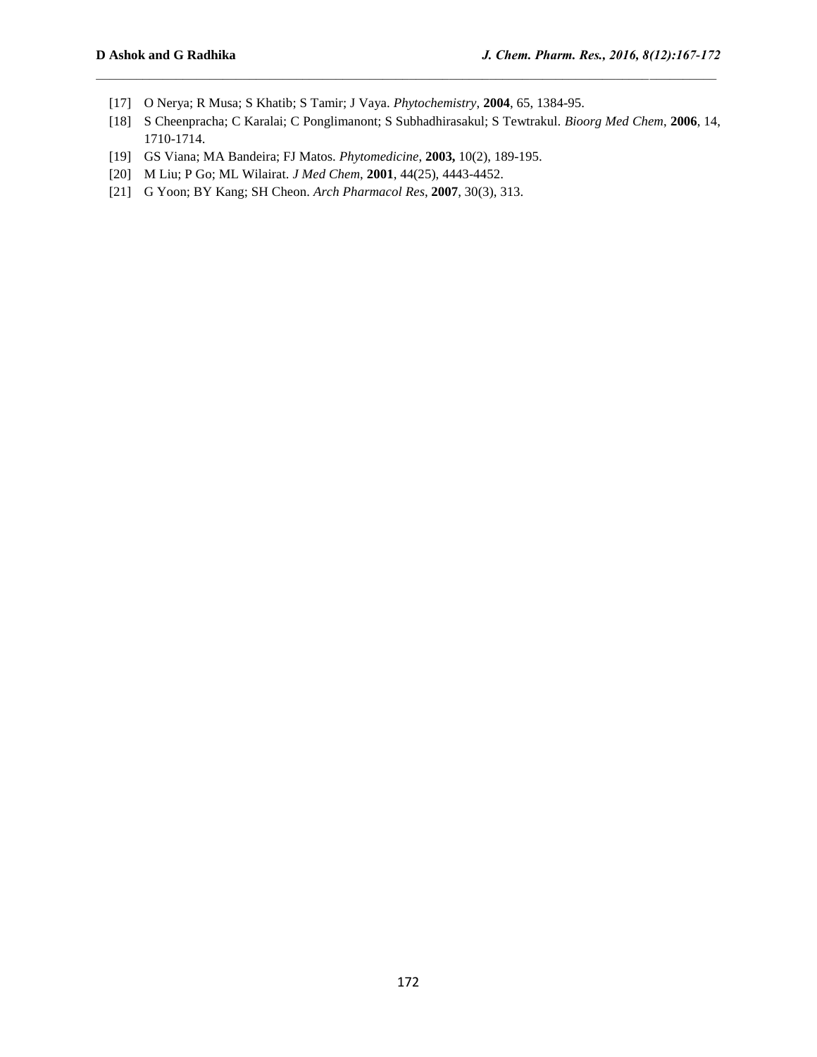[17] O Nerya; R Musa; S Khatib; S Tamir; J Vaya. *Phytochemistry*, **2004**, 65, 1384-95.

[18] S Cheenpracha; C Karalai; C Ponglimanont; S Subhadhirasakul; S Tewtrakul. *Bioorg Med Chem*, **2006**, 14, 1710-1714.

[19] GS Viana; MA Bandeira; FJ Matos. *Phytomedicine*, **2003,** 10(2), 189-195.

[20] M Liu; P Go; ML Wilairat. *J Med Chem*, **2001**, 44(25), 4443-4452.

[21] G Yoon; BY Kang; SH Cheon. *Arch Pharmacol Res*, **2007**, 30(3), 313.